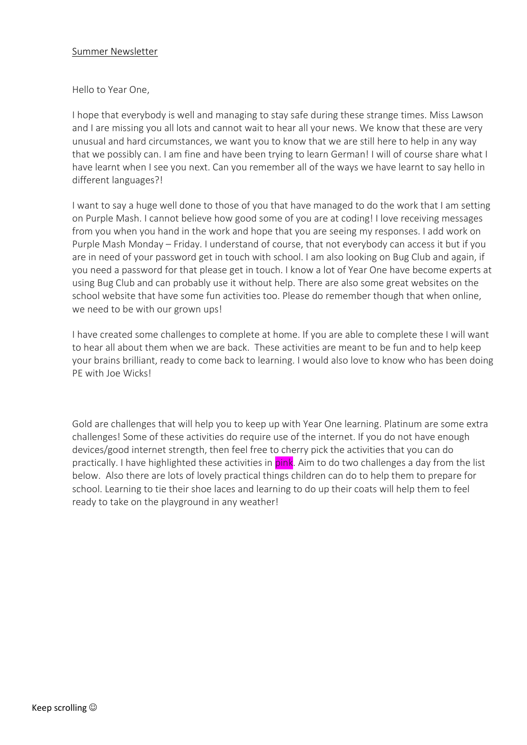<u>Summer Newsletter</u>

Hello to Year One,

I hope that everybody is well and managing to stay safe during these strange times. Miss Lawson and I are missing you all lots and cannot wait to hear all your news. We know that these are very unusual and hard circumstances, we want you to know that we are still here to help in any way that we possibly can. I am fine and have been trying to learn German! I will of course share what I have learnt when I see you next. Can you remember all of the ways we have learnt to say hello in different languages?!

I want to say a huge well done to those of you that have managed to do the work that I am setting on Purple Mash. I cannot believe how good some of you are at coding! I love receiving messages from you when you hand in the work and hope that you are seeing my responses. I add work on Purple Mash Monday – Friday. I understand of course, that not everybody can access it but if you are in need of your password get in touch with school. I am also looking on Bug Club and again, if you need a password for that please get in touch. I know a lot of Year One have become experts at using Bug Club and can probably use it without help. There are also some great websites on the school website that have some fun activities too. Please do remember though that when online, we need to be with our grown ups!

I have created some challenges to complete at home. If you are able to complete these I will want to hear all about them when we are back. These activities are meant to be fun and to help keep your brains brilliant, ready to come back to learning. I would also love to know who has been doing PE with Joe Wicks!

Gold are challenges that will help you to keep up with Year One learning. Platinum are some extra challenges! Some of these activities do require use of the internet. If you do not have enough devices/good internet strength, then feel free to cherry pick the activities that you can do practically. I have highlighted these activities in pink. Aim to do two challenges a day from the list below. Also there are lots of lovely practical things children can do to help them to prepare for school. Learning to tie their shoe laces and learning to do up their coats will help them to feel ready to take on the playground in any weather!

Keep scrolling ☺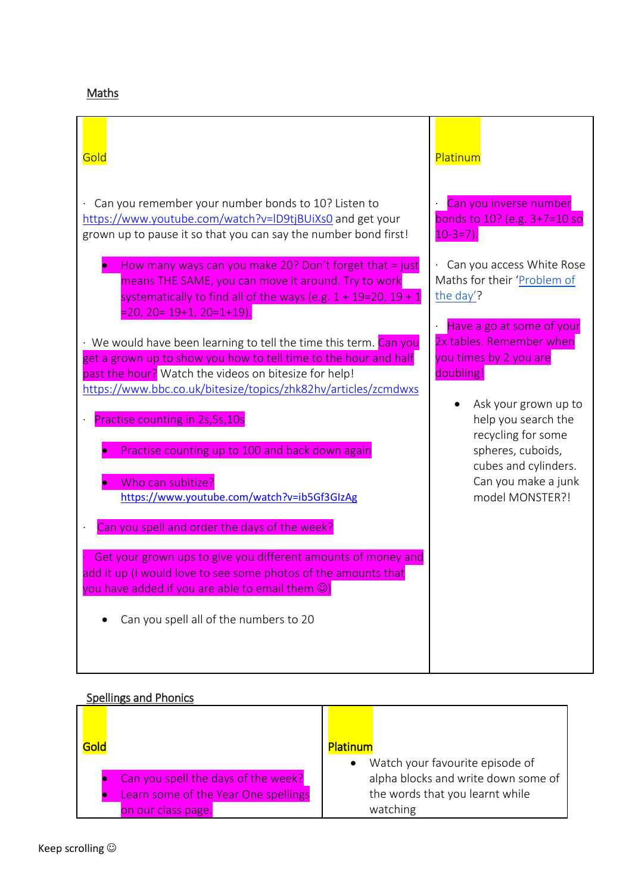## Maths

| Gold | Platinum |
|---|---|
| · Can you remember your number bonds to 10? Listen to https://www.youtube.com/watch?v=lD9tjBUiXs0 and get your grown up to pause it so that you can say the number bond first!<br><br>• How many ways can you make 20? Don't forget that = just means THE SAME, you can move it around. Try to work systematically to find all of the ways (e.g. 1 + 19=20, 19 + 1 =20, 20= 19+1, 20=1+19).<br><br>· We would have been learning to tell the time this term. Can you get a grown up to show you how to tell time to the hour and half past the hour? Watch the videos on bitesize for help! https://www.bbc.co.uk/bitesize/topics/zhk82hv/articles/zcmdwxs<br><br>· Practise counting in 2s,5s,10s<br><br>• Practise counting up to 100 and back down again<br><br>• Who can subitize? https://www.youtube.com/watch?v=ib5Gf3GlzAg<br><br>· Can you spell and order the days of the week?<br><br>· Get your grown ups to give you different amounts of money and add it up (I would love to see some photos of the amounts that you have added if you are able to email them ☺)<br><br>• Can you spell all of the numbers to 20 | · Can you inverse number bonds to 10? (e.g. 3+7=10 so 10-3=7).<br><br>· Can you access White Rose Maths for their 'Problem of the day'?<br><br>· Have a go at some of your 2x tables. Remember when you times by 2 you are doubling!<br><br>• Ask your grown up to help you search the recycling for some spheres, cuboids, cubes and cylinders. Can you make a junk model MONSTER?! |

## Spellings and Phonics

| Gold | Platinum |
|---|---|
| • Can you spell the days of the week?<br>• Learn some of the Year One spellings on our class page. | • Watch your favourite episode of alpha blocks and write down some of the words that you learnt while watching |

Keep scrolling ☺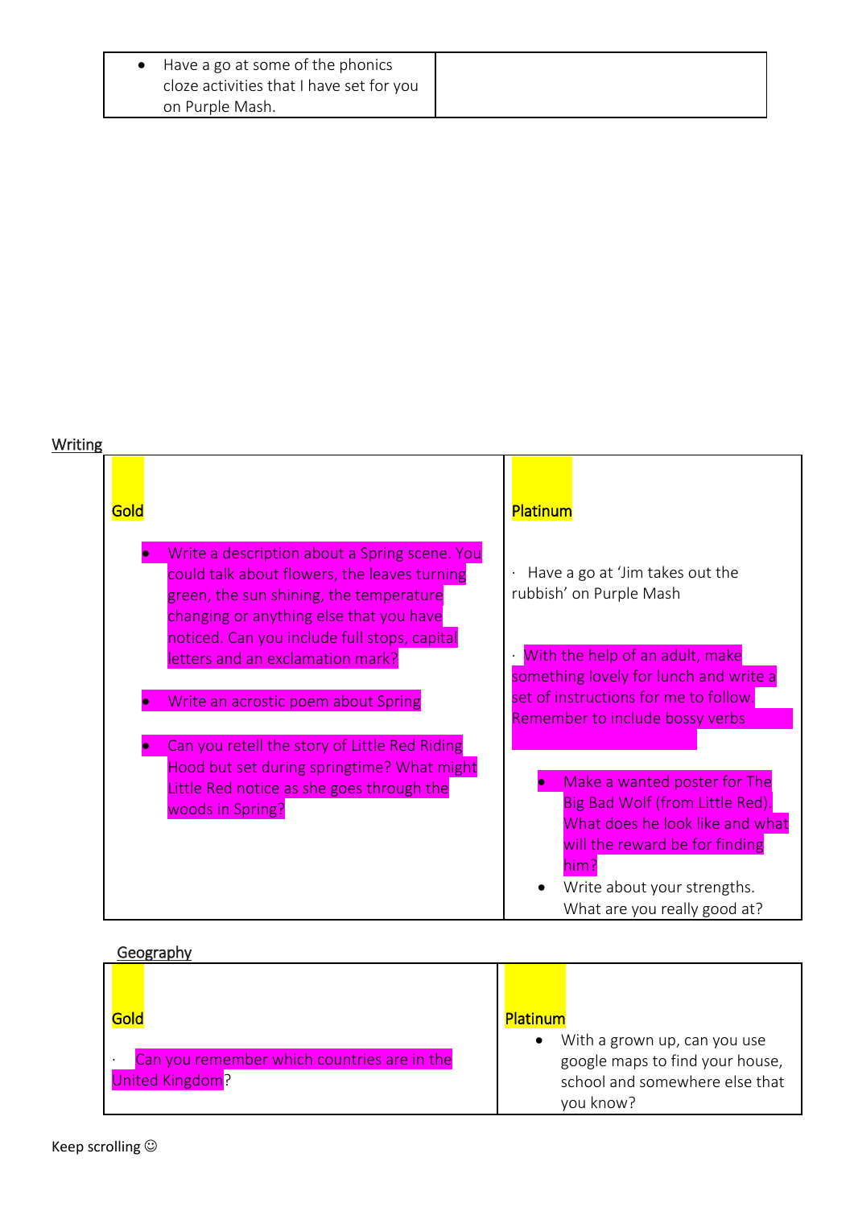| • Have a go at some of the phonics cloze activities that I have set for you on Purple Mash. | |
|---|---|

Writing

| Gold | Platinum |
|---|---|
| • Write a description about a Spring scene. You could talk about flowers, the leaves turning green, the sun shining, the temperature changing or anything else that you have noticed. Can you include full stops, capital letters and an exclamation mark?<br><br>• Write an acrostic poem about Spring<br><br>• Can you retell the story of Little Red Riding Hood but set during springtime? What might Little Red notice as she goes through the woods in Spring? | · Have a go at 'Jim takes out the rubbish' on Purple Mash<br><br>· With the help of an adult, make something lovely for lunch and write a set of instructions for me to follow. Remember to include bossy verbs<br><br>• Make a wanted poster for The Big Bad Wolf (from Little Red). What does he look like and what will the reward be for finding him?<br>• Write about your strengths. What are you really good at? |

Geography

| Gold | Platinum |
|---|---|
| · Can you remember which countries are in the United Kingdom? | • With a grown up, can you use google maps to find your house, school and somewhere else that you know? |

Keep scrolling ☺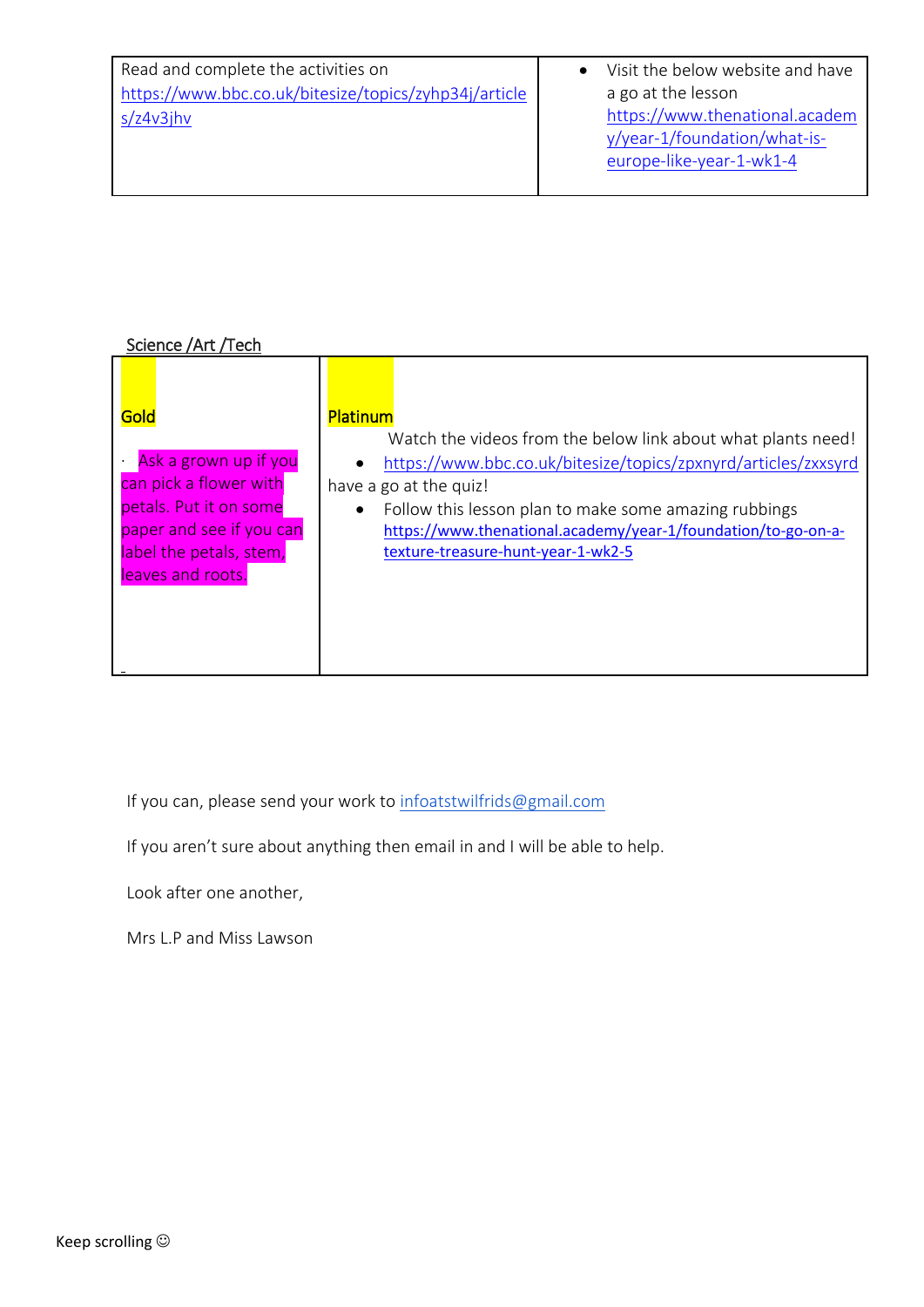| | |
|---|---|
| Read and complete the activities on https://www.bbc.co.uk/bitesize/topics/zyhp34j/articles/z4v3jhv | • Visit the below website and have a go at the lesson https://www.thenational.academy/year-1/foundation/what-is-europe-like-year-1-wk1-4 |

Science /Art /Tech

| | |
|---|---|
| **Gold**<br><br>· Ask a grown up if you can pick a flower with petals. Put it on some paper and see if you can label the petals, stem, leaves and roots. | **Platinum**<br>Watch the videos from the below link about what plants need!<br>• https://www.bbc.co.uk/bitesize/topics/zpxnyrd/articles/zxxsyrd<br>have a go at the quiz!<br>• Follow this lesson plan to make some amazing rubbings https://www.thenational.academy/year-1/foundation/to-go-on-a-texture-treasure-hunt-year-1-wk2-5 |

If you can, please send your work to infoatstwilfrids@gmail.com

If you aren't sure about anything then email in and I will be able to help.

Look after one another,

Mrs L.P and Miss Lawson

Keep scrolling ☺